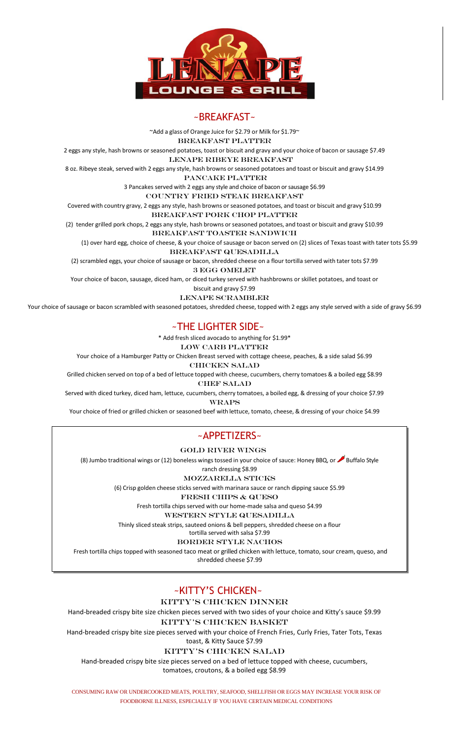# LENAPE LOUNGE & GRILL

## ~BREAKFAST~

~Add a glass of Orange Juice for $2.79 or Milk for $1.79~

### BREAKFAST PLATTER

2 eggs any style, hash browns or seasoned potatoes, toast or biscuit and gravy and your choice of bacon or sausage $7.49

### LENAPE RIBEYE BREAKFAST

8 oz. Ribeye steak, served with 2 eggs any style, hash browns or seasoned potatoes and toast or biscuit and gravy $14.99

### PANCAKE PLATTER

3 Pancakes served with 2 eggs any style and choice of bacon or sausage $6.99

### COUNTRY FRIED STEAK BREAKFAST

Covered with country gravy, 2 eggs any style, hash browns or seasoned potatoes, and toast or biscuit and gravy $10.99

### BREAKFAST PORK CHOP PLATTER

(2) tender grilled pork chops, 2 eggs any style, hash browns or seasoned potatoes, and toast or biscuit and gravy $10.99

### BREAKFAST TOASTER SANDWICH

(1) over hard egg, choice of cheese, & your choice of sausage or bacon served on (2) slices of Texas toast with tater tots $5.99

### BREAKFAST QUESADILLA

(2) scrambled eggs, your choice of sausage or bacon, shredded cheese on a flour tortilla served with tater tots $7.99

### 3 EGG OMELET

Your choice of bacon, sausage, diced ham, or diced turkey served with hashbrowns or skillet potatoes, and toast or biscuit and gravy $7.99

### LENAPE SCRAMBLER

Your choice of sausage or bacon scrambled with seasoned potatoes, shredded cheese, topped with 2 eggs any style served with a side of gravy $6.99

## ~THE LIGHTER SIDE~

* Add fresh sliced avocado to anything for $1.99*

### LOW CARB PLATTER

Your choice of a Hamburger Patty or Chicken Breast served with cottage cheese, peaches, & a side salad $6.99

### CHICKEN SALAD

Grilled chicken served on top of a bed of lettuce topped with cheese, cucumbers, cherry tomatoes & a boiled egg $8.99

### CHEF SALAD

Served with diced turkey, diced ham, lettuce, cucumbers, cherry tomatoes, a boiled egg, & dressing of your choice $7.99

### WRAPS

Your choice of fried or grilled chicken or seasoned beef with lettuce, tomato, cheese, & dressing of your choice $4.99

## ~APPETIZERS~

### GOLD RIVER WINGS

(8) Jumbo traditional wings or (12) boneless wings tossed in your choice of sauce: Honey BBQ, or Buffalo Style ranch dressing $8.99

### MOZZARELLA STICKS

(6) Crisp golden cheese sticks served with marinara sauce or ranch dipping sauce $5.99

### FRESH CHIPS & QUESO

Fresh tortilla chips served with our home-made salsa and queso $4.99

### WESTERN STYLE QUESADILLA

Thinly sliced steak strips, sauteed onions & bell peppers, shredded cheese on a flour tortilla served with salsa $7.99

### BORDER STYLE NACHOS

Fresh tortilla chips topped with seasoned taco meat or grilled chicken with lettuce, tomato, sour cream, queso, and shredded cheese $7.99

## ~KITTY'S CHICKEN~

### KITTY'S CHICKEN DINNER

Hand-breaded crispy bite size chicken pieces served with two sides of your choice and Kitty's sauce $9.99

### KITTY'S CHICKEN BASKET

Hand-breaded crispy bite size pieces served with your choice of French Fries, Curly Fries, Tater Tots, Texas toast, & Kitty Sauce $7.99

### KITTY'S CHICKEN SALAD

Hand-breaded crispy bite size pieces served on a bed of lettuce topped with cheese, cucumbers, tomatoes, croutons, & a boiled egg $8.99

CONSUMING RAW OR UNDERCOOKED MEATS, POULTRY, SEAFOOD, SHELLFISH OR EGGS MAY INCREASE YOUR RISK OF FOODBORNE ILLNESS, ESPECIALLY IF YOU HAVE CERTAIN MEDICAL CONDITIONS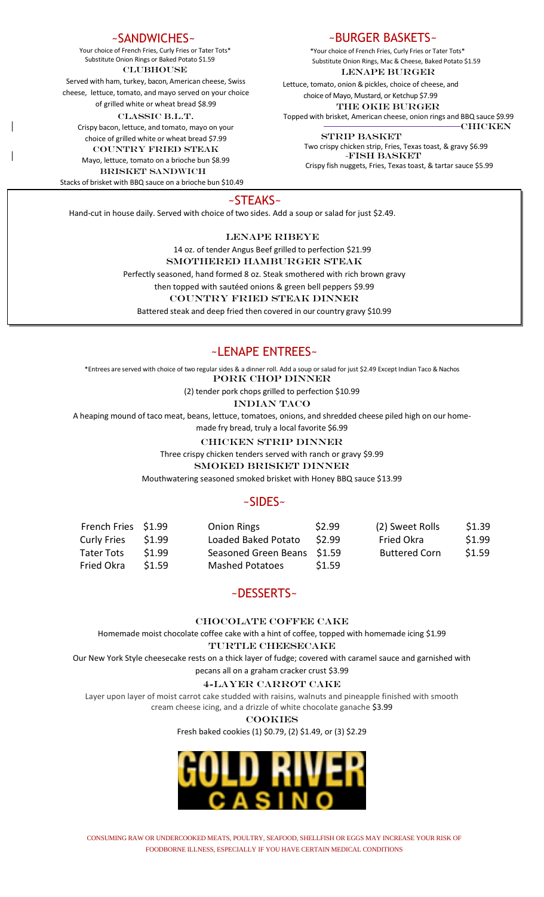## ~SANDWICHES~

Your choice of French Fries, Curly Fries or Tater Tots*
Substitute Onion Rings or Baked Potato $1.59

### CLUBHOUSE

Served with ham, turkey, bacon, American cheese, Swiss cheese, lettuce, tomato, and mayo served on your choice of grilled white or wheat bread $8.99

### CLASSIC B.L.T.

Crispy bacon, lettuce, and tomato, mayo on your choice of grilled white or wheat bread $7.99

### COUNTRY FRIED STEAK

Mayo, lettuce, tomato on a brioche bun $8.99

### BRISKET SANDWICH

Stacks of brisket with BBQ sauce on a brioche bun $10.49

## ~BURGER BASKETS~

*Your choice of French Fries, Curly Fries or Tater Tots*
Substitute Onion Rings, Mac & Cheese, Baked Potato $1.59

### LENAPE BURGER

Lettuce, tomato, onion & pickles, choice of cheese, and choice of Mayo, Mustard, or Ketchup $7.99

### THE OKIE BURGER

Topped with brisket, American cheese, onion rings and BBQ sauce $9.99

### CHICKEN STRIP BASKET

Two crispy chicken strip, Fries, Texas toast, & gravy $6.99

### FISH BASKET

Crispy fish nuggets, Fries, Texas toast, & tartar sauce $5.99

## ~STEAKS~

Hand-cut in house daily. Served with choice of two sides. Add a soup or salad for just $2.49.

### LENAPE RIBEYE

14 oz. of tender Angus Beef grilled to perfection $21.99

### SMOTHERED HAMBURGER STEAK

Perfectly seasoned, hand formed 8 oz. Steak smothered with rich brown gravy then topped with sautéed onions & green bell peppers $9.99

### COUNTRY FRIED STEAK DINNER

Battered steak and deep fried then covered in our country gravy $10.99

## ~LENAPE ENTREES~

*Entrees are served with choice of two regular sides & a dinner roll. Add a soup or salad for just $2.49 Except Indian Taco & Nachos

### PORK CHOP DINNER

(2) tender pork chops grilled to perfection $10.99

### INDIAN TACO

A heaping mound of taco meat, beans, lettuce, tomatoes, onions, and shredded cheese piled high on our home-made fry bread, truly a local favorite $6.99

### CHICKEN STRIP DINNER

Three crispy chicken tenders served with ranch or gravy $9.99

### SMOKED BRISKET DINNER

Mouthwatering seasoned smoked brisket with Honey BBQ sauce $13.99

## ~SIDES~

| | | | | | |
|---|---|---|---|---|---|
| French Fries | $1.99 | Onion Rings | $2.99 | (2) Sweet Rolls | $1.39 |
| Curly Fries | $1.99 | Loaded Baked Potato | $2.99 | Fried Okra | $1.99 |
| Tater Tots | $1.99 | Seasoned Green Beans | $1.59 | Buttered Corn | $1.59 |
| Fried Okra | $1.59 | Mashed Potatoes | $1.59 | | |

## ~DESSERTS~

### CHOCOLATE COFFEE CAKE

Homemade moist chocolate coffee cake with a hint of coffee, topped with homemade icing $1.99

### TURTLE CHEESECAKE

Our New York Style cheesecake rests on a thick layer of fudge; covered with caramel sauce and garnished with pecans all on a graham cracker crust $3.99

### 4-LAYER CARROT CAKE

Layer upon layer of moist carrot cake studded with raisins, walnuts and pineapple finished with smooth cream cheese icing, and a drizzle of white chocolate ganache $3.99

### COOKIES

Fresh baked cookies (1) $0.79, (2) $1.49, or (3) $2.29

GOLD RIVER CASINO

CONSUMING RAW OR UNDERCOOKED MEATS, POULTRY, SEAFOOD, SHELLFISH OR EGGS MAY INCREASE YOUR RISK OF FOODBORNE ILLNESS, ESPECIALLY IF YOU HAVE CERTAIN MEDICAL CONDITIONS